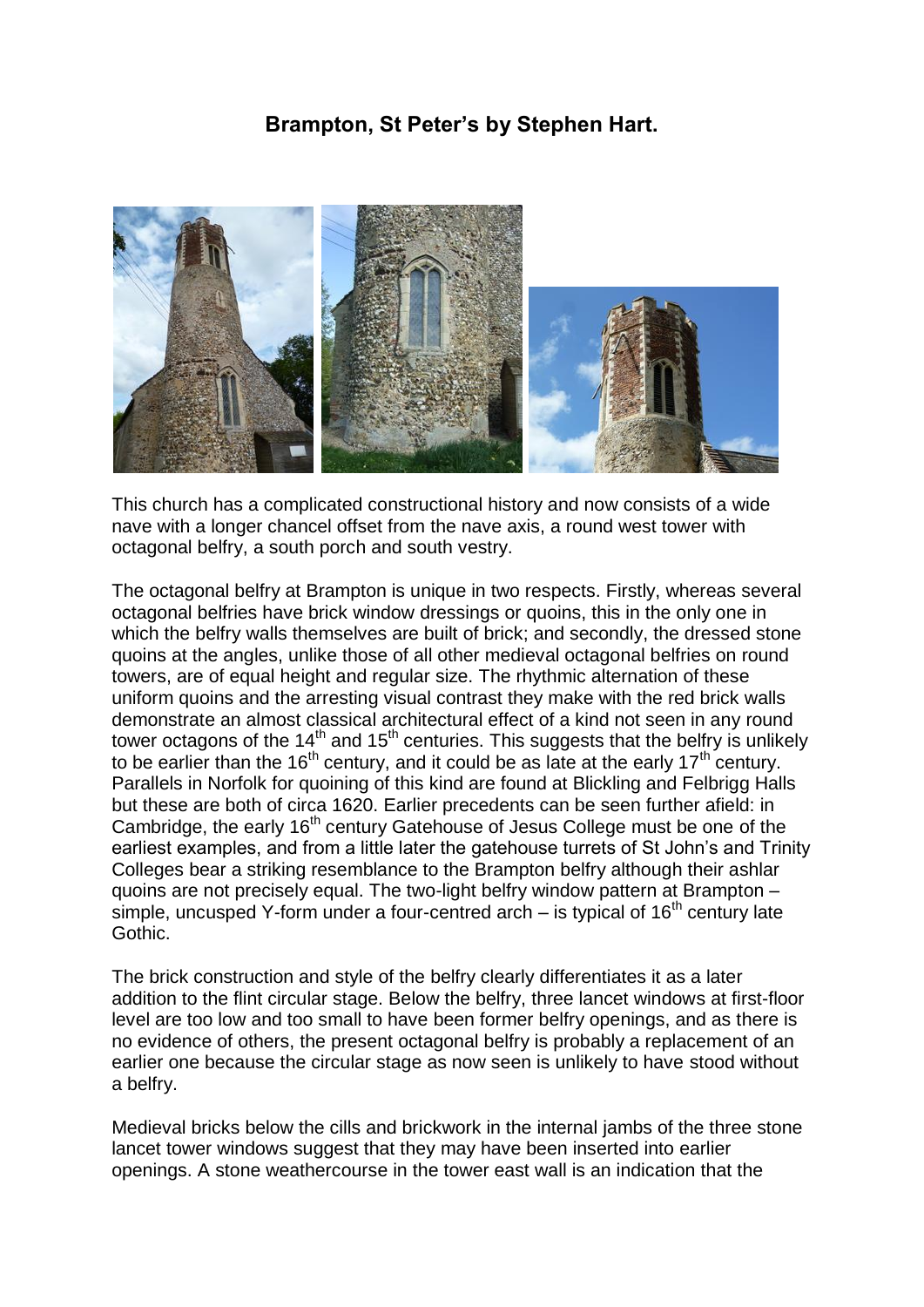# Brampton, St Peter's by Stephen Hart.

This church has a complicated constructional history and now consists of a wide nave with a longer chancel offset from the nave axis, a round west tower with octagonal belfry, a south porch and south vestry.

The octagonal belfry at Brampton is unique in two respects. Firstly, whereas several octagonal belfries have brick window dressings or quoins, this in the only one in which the belfry walls themselves are built of brick; and secondly, the dressed stone quoins at the angles, unlike those of all other medieval octagonal belfries on round towers, are of equal height and regular size. The rhythmic alternation of these uniform quoins and the arresting visual contrast they make with the red brick walls demonstrate an almost classical architectural effect of a kind not seen in any round tower octagons of the 14th and 15th centuries. This suggests that the belfry is unlikely to be earlier than the 16th century, and it could be as late at the early 17th century. Parallels in Norfolk for quoining of this kind are found at Blickling and Felbrigg Halls but these are both of circa 1620. Earlier precedents can be seen further afield: in Cambridge, the early 16th century Gatehouse of Jesus College must be one of the earliest examples, and from a little later the gatehouse turrets of St John's and Trinity Colleges bear a striking resemblance to the Brampton belfry although their ashlar quoins are not precisely equal. The two-light belfry window pattern at Brampton – simple, uncusped Y-form under a four-centred arch – is typical of 16th century late Gothic.

The brick construction and style of the belfry clearly differentiates it as a later addition to the flint circular stage. Below the belfry, three lancet windows at first-floor level are too low and too small to have been former belfry openings, and as there is no evidence of others, the present octagonal belfry is probably a replacement of an earlier one because the circular stage as now seen is unlikely to have stood without a belfry.

Medieval bricks below the cills and brickwork in the internal jambs of the three stone lancet tower windows suggest that they may have been inserted into earlier openings. A stone weathercourse in the tower east wall is an indication that the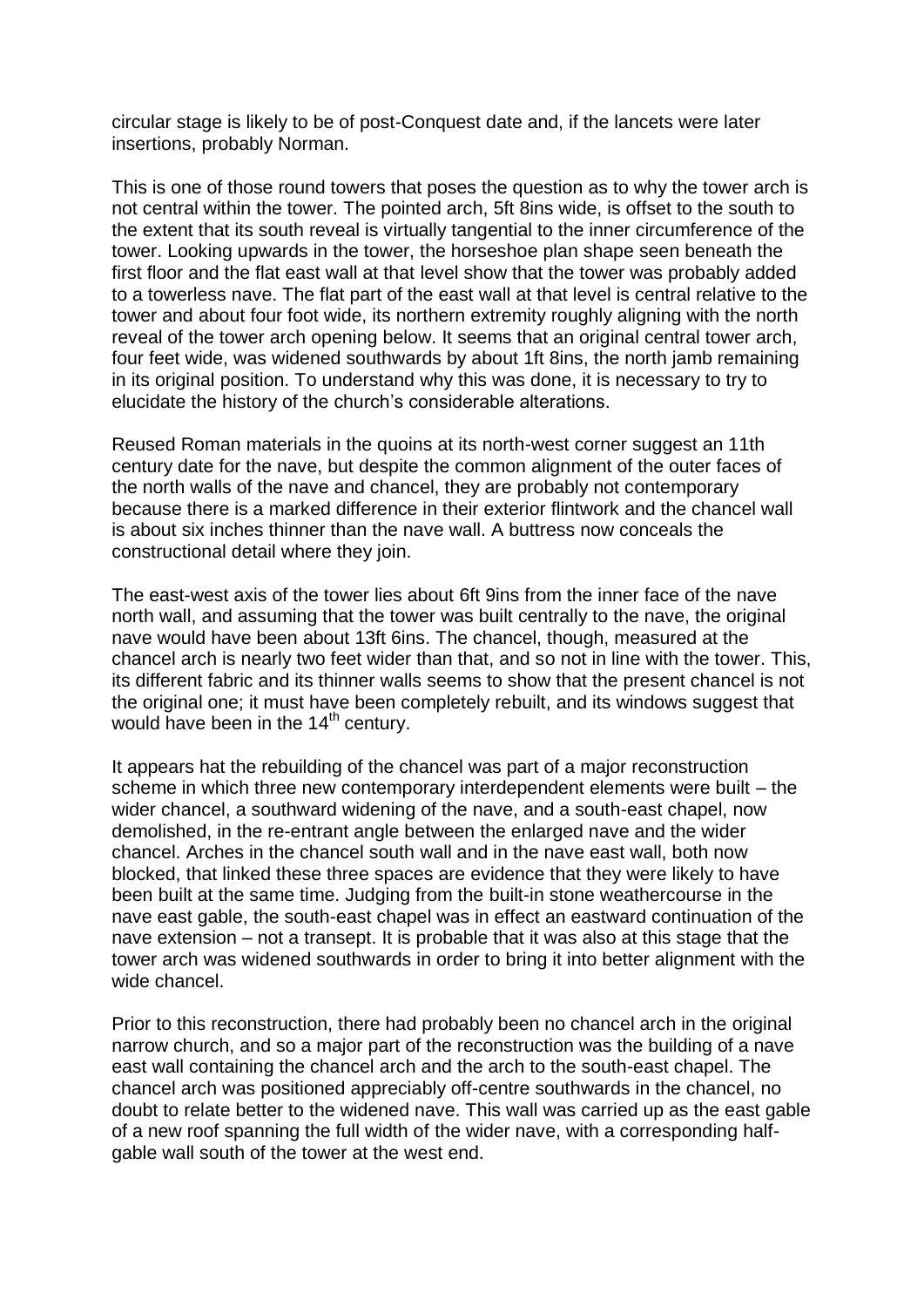circular stage is likely to be of post-Conquest date and, if the lancets were later insertions, probably Norman.

This is one of those round towers that poses the question as to why the tower arch is not central within the tower. The pointed arch, 5ft 8ins wide, is offset to the south to the extent that its south reveal is virtually tangential to the inner circumference of the tower. Looking upwards in the tower, the horseshoe plan shape seen beneath the first floor and the flat east wall at that level show that the tower was probably added to a towerless nave. The flat part of the east wall at that level is central relative to the tower and about four foot wide, its northern extremity roughly aligning with the north reveal of the tower arch opening below. It seems that an original central tower arch, four feet wide, was widened southwards by about 1ft 8ins, the north jamb remaining in its original position. To understand why this was done, it is necessary to try to elucidate the history of the church's considerable alterations.

Reused Roman materials in the quoins at its north-west corner suggest an 11th century date for the nave, but despite the common alignment of the outer faces of the north walls of the nave and chancel, they are probably not contemporary because there is a marked difference in their exterior flintwork and the chancel wall is about six inches thinner than the nave wall. A buttress now conceals the constructional detail where they join.

The east-west axis of the tower lies about 6ft 9ins from the inner face of the nave north wall, and assuming that the tower was built centrally to the nave, the original nave would have been about 13ft 6ins. The chancel, though, measured at the chancel arch is nearly two feet wider than that, and so not in line with the tower. This, its different fabric and its thinner walls seems to show that the present chancel is not the original one; it must have been completely rebuilt, and its windows suggest that would have been in the 14th century.

It appears hat the rebuilding of the chancel was part of a major reconstruction scheme in which three new contemporary interdependent elements were built – the wider chancel, a southward widening of the nave, and a south-east chapel, now demolished, in the re-entrant angle between the enlarged nave and the wider chancel. Arches in the chancel south wall and in the nave east wall, both now blocked, that linked these three spaces are evidence that they were likely to have been built at the same time. Judging from the built-in stone weathercourse in the nave east gable, the south-east chapel was in effect an eastward continuation of the nave extension – not a transept. It is probable that it was also at this stage that the tower arch was widened southwards in order to bring it into better alignment with the wide chancel.

Prior to this reconstruction, there had probably been no chancel arch in the original narrow church, and so a major part of the reconstruction was the building of a nave east wall containing the chancel arch and the arch to the south-east chapel. The chancel arch was positioned appreciably off-centre southwards in the chancel, no doubt to relate better to the widened nave. This wall was carried up as the east gable of a new roof spanning the full width of the wider nave, with a corresponding half-gable wall south of the tower at the west end.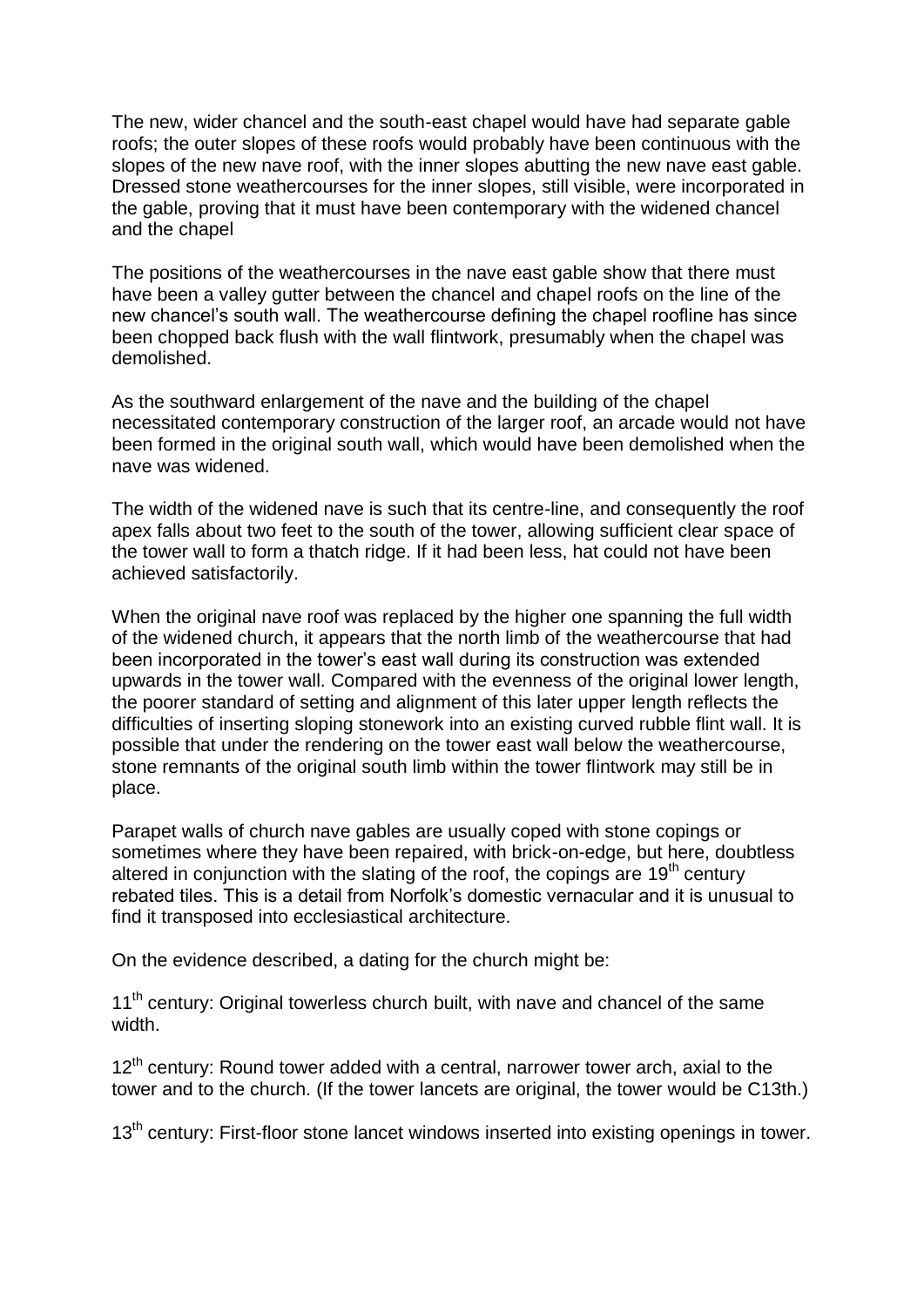The new, wider chancel and the south-east chapel would have had separate gable roofs; the outer slopes of these roofs would probably have been continuous with the slopes of the new nave roof, with the inner slopes abutting the new nave east gable. Dressed stone weathercourses for the inner slopes, still visible, were incorporated in the gable, proving that it must have been contemporary with the widened chancel and the chapel

The positions of the weathercourses in the nave east gable show that there must have been a valley gutter between the chancel and chapel roofs on the line of the new chancel's south wall. The weathercourse defining the chapel roofline has since been chopped back flush with the wall flintwork, presumably when the chapel was demolished.

As the southward enlargement of the nave and the building of the chapel necessitated contemporary construction of the larger roof, an arcade would not have been formed in the original south wall, which would have been demolished when the nave was widened.

The width of the widened nave is such that its centre-line, and consequently the roof apex falls about two feet to the south of the tower, allowing sufficient clear space of the tower wall to form a thatch ridge. If it had been less, hat could not have been achieved satisfactorily.

When the original nave roof was replaced by the higher one spanning the full width of the widened church, it appears that the north limb of the weathercourse that had been incorporated in the tower's east wall during its construction was extended upwards in the tower wall. Compared with the evenness of the original lower length, the poorer standard of setting and alignment of this later upper length reflects the difficulties of inserting sloping stonework into an existing curved rubble flint wall. It is possible that under the rendering on the tower east wall below the weathercourse, stone remnants of the original south limb within the tower flintwork may still be in place.

Parapet walls of church nave gables are usually coped with stone copings or sometimes where they have been repaired, with brick-on-edge, but here, doubtless altered in conjunction with the slating of the roof, the copings are 19th century rebated tiles. This is a detail from Norfolk's domestic vernacular and it is unusual to find it transposed into ecclesiastical architecture.

On the evidence described, a dating for the church might be:

11th century: Original towerless church built, with nave and chancel of the same width.

12th century: Round tower added with a central, narrower tower arch, axial to the tower and to the church. (If the tower lancets are original, the tower would be C13th.)

13th century: First-floor stone lancet windows inserted into existing openings in tower.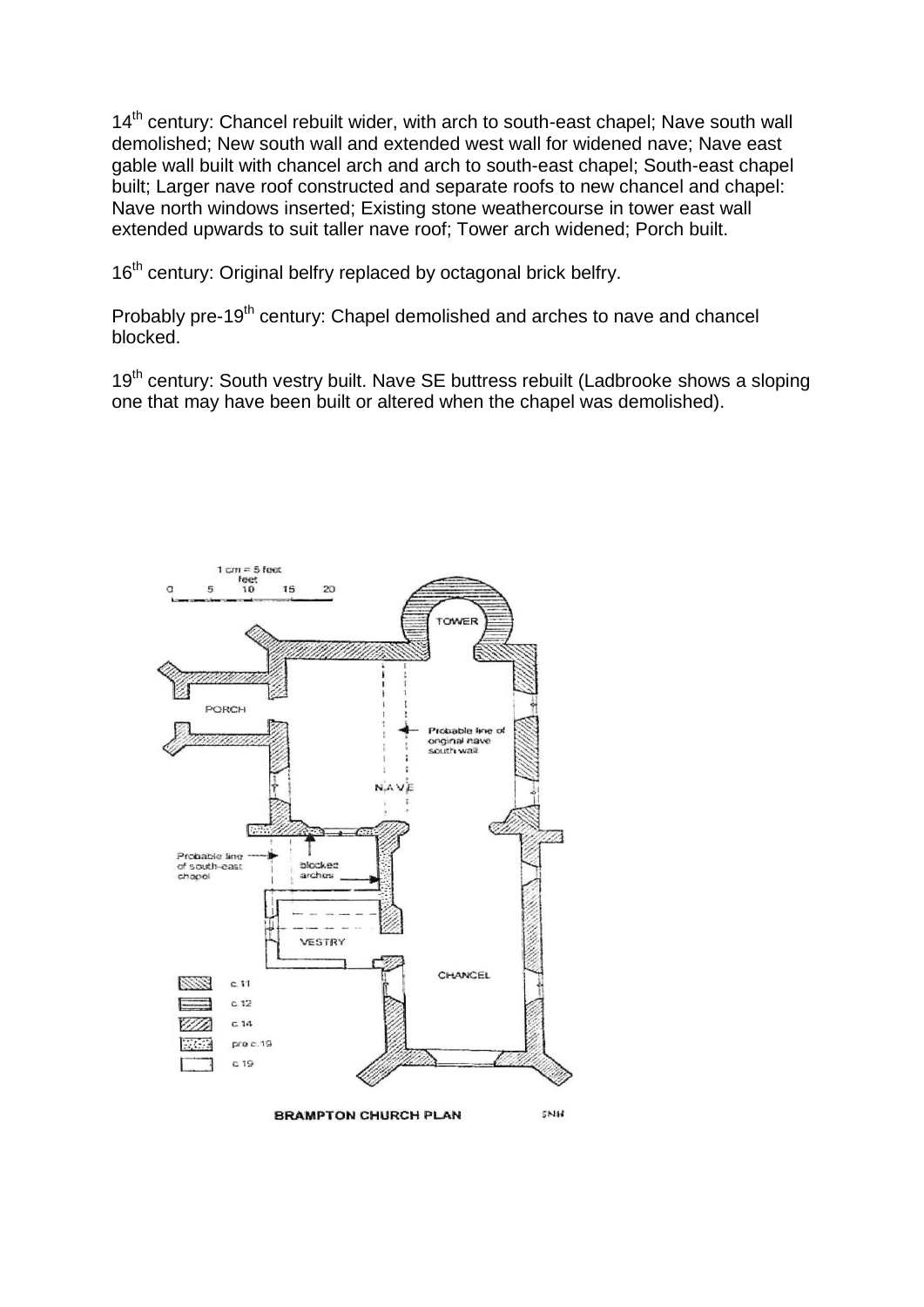14th century: Chancel rebuilt wider, with arch to south-east chapel; Nave south wall demolished; New south wall and extended west wall for widened nave; Nave east gable wall built with chancel arch and arch to south-east chapel; South-east chapel built; Larger nave roof constructed and separate roofs to new chancel and chapel: Nave north windows inserted; Existing stone weathercourse in tower east wall extended upwards to suit taller nave roof; Tower arch widened; Porch built.

16th century: Original belfry replaced by octagonal brick belfry.

Probably pre-19th century: Chapel demolished and arches to nave and chancel blocked.

19th century: South vestry built. Nave SE buttress rebuilt (Ladbrooke shows a sloping one that may have been built or altered when the chapel was demolished).

1 cm = 5 feet
feet
0 5 10 15 20

TOWER
PORCH
Probable line of original nave south wall
NAVE
Probable line of south-east chapel
blocked arches
VESTRY
CHANCEL

c.11
c.12
c.14
pre c.19
c.19

BRAMPTON CHURCH PLAN

SNH